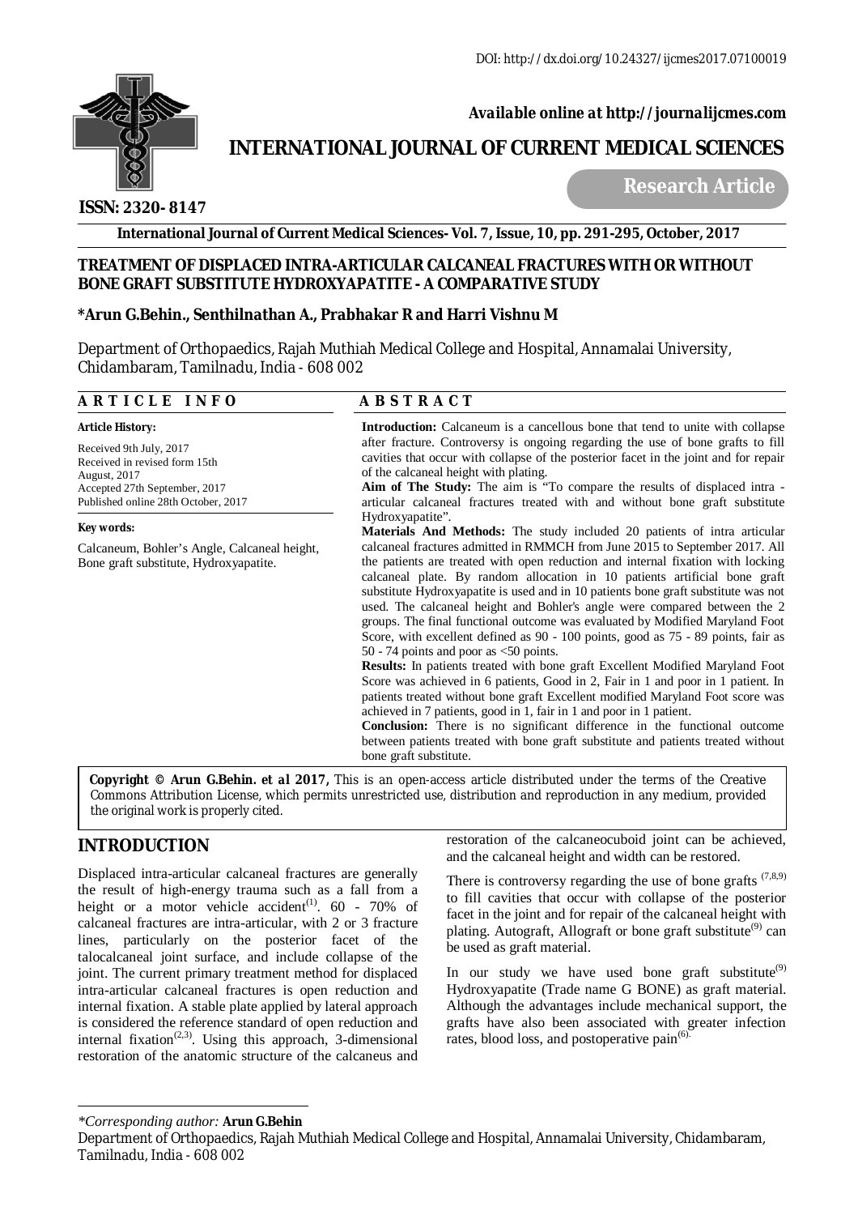DOI: http://dx.doi.org/10.24327/ijcmes2017.07100019

*Available online at http://journalijcmes.com*

# INTERNATIONAL JOURNAL OF CURRENT MEDICAL SCIENCES

**Research Article**

**ISSN: 2320- 8147**

**International Journal of Current Medical Sciences- Vol. 7, Issue, 10, pp. 291-295, October, 2017**

## TREATMENT OF DISPLACED INTRA-ARTICULAR CALCANEAL FRACTURES WITH OR WITHOUT BONE GRAFT SUBSTITUTE HYDROXYAPATITE - A COMPARATIVE STUDY

**\*Arun G.Behin., Senthilnathan A., Prabhakar R and Harri Vishnu M**

Department of Orthopaedics, Rajah Muthiah Medical College and Hospital, Annamalai University, Chidambaram, Tamilnadu, India - 608 002

### ARTICLE INFO

**Article History:**

Received 9th July, 2017
Received in revised form 15th August, 2017
Accepted 27th September, 2017
Published online 28th October, 2017

**Key words:**

Calcaneum, Bohler's Angle, Calcaneal height, Bone graft substitute, Hydroxyapatite.

### ABSTRACT

**Introduction:** Calcaneum is a cancellous bone that tend to unite with collapse after fracture. Controversy is ongoing regarding the use of bone grafts to fill cavities that occur with collapse of the posterior facet in the joint and for repair of the calcaneal height with plating.

**Aim of The Study:** The aim is "To compare the results of displaced intra - articular calcaneal fractures treated with and without bone graft substitute Hydroxyapatite".

**Materials And Methods:** The study included 20 patients of intra articular calcaneal fractures admitted in RMMCH from June 2015 to September 2017. All the patients are treated with open reduction and internal fixation with locking calcaneal plate. By random allocation in 10 patients artificial bone graft substitute Hydroxyapatite is used and in 10 patients bone graft substitute was not used. The calcaneal height and Bohler's angle were compared between the 2 groups. The final functional outcome was evaluated by Modified Maryland Foot Score, with excellent defined as 90 - 100 points, good as 75 - 89 points, fair as 50 - 74 points and poor as <50 points.

**Results:** In patients treated with bone graft Excellent Modified Maryland Foot Score was achieved in 6 patients, Good in 2, Fair in 1 and poor in 1 patient. In patients treated without bone graft Excellent modified Maryland Foot score was achieved in 7 patients, good in 1, fair in 1 and poor in 1 patient.

**Conclusion:** There is no significant difference in the functional outcome between patients treated with bone graft substitute and patients treated without bone graft substitute.

**Copyright © Arun G.Behin. et al 2017,** This is an open-access article distributed under the terms of the Creative Commons Attribution License, which permits unrestricted use, distribution and reproduction in any medium, provided the original work is properly cited.

## INTRODUCTION

Displaced intra-articular calcaneal fractures are generally the result of high-energy trauma such as a fall from a height or a motor vehicle accident[1]. 60 - 70% of calcaneal fractures are intra-articular, with 2 or 3 fracture lines, particularly on the posterior facet of the talocalcaneal joint surface, and include collapse of the joint. The current primary treatment method for displaced intra-articular calcaneal fractures is open reduction and internal fixation. A stable plate applied by lateral approach is considered the reference standard of open reduction and internal fixation[2,3]. Using this approach, 3-dimensional restoration of the anatomic structure of the calcaneus and restoration of the calcaneocuboid joint can be achieved, and the calcaneal height and width can be restored.

There is controversy regarding the use of bone grafts [7,8,9] to fill cavities that occur with collapse of the posterior facet in the joint and for repair of the calcaneal height with plating. Autograft, Allograft or bone graft substitute[9] can be used as graft material.

In our study we have used bone graft substitute[9] Hydroxyapatite (Trade name G BONE) as graft material. Although the advantages include mechanical support, the grafts have also been associated with greater infection rates, blood loss, and postoperative pain[6].

---

*\*Corresponding author:* **Arun G.Behin**
Department of Orthopaedics, Rajah Muthiah Medical College and Hospital, Annamalai University, Chidambaram, Tamilnadu, India - 608 002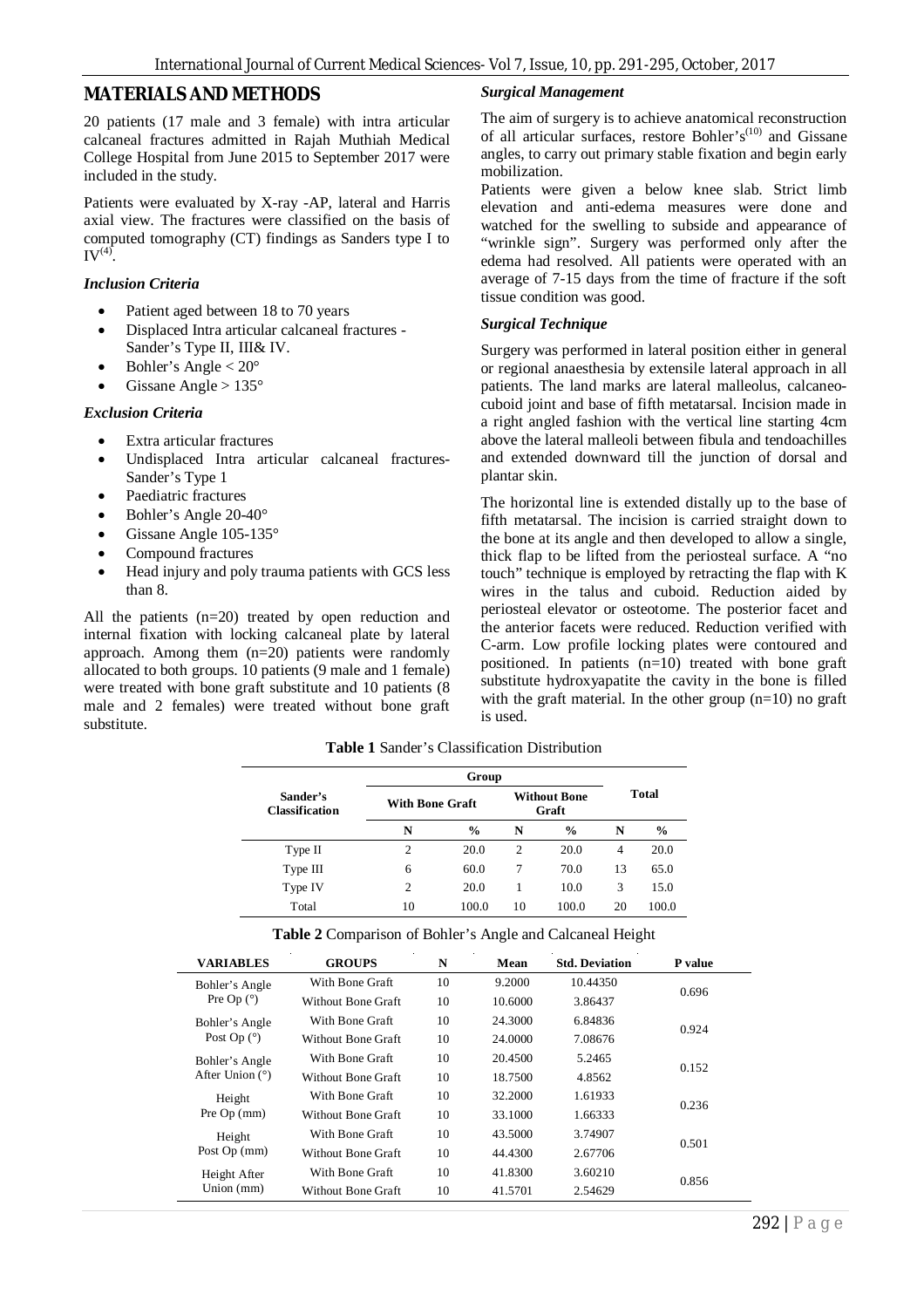## MATERIALS AND METHODS

20 patients (17 male and 3 female) with intra articular calcaneal fractures admitted in Rajah Muthiah Medical College Hospital from June 2015 to September 2017 were included in the study.

Patients were evaluated by X-ray -AP, lateral and Harris axial view. The fractures were classified on the basis of computed tomography (CT) findings as Sanders type I to IV[4].

### *Inclusion Criteria*

- Patient aged between 18 to 70 years
- Displaced Intra articular calcaneal fractures - Sander's Type II, III& IV.
- Bohler's Angle < 20°
- Gissane Angle > 135°

### *Exclusion Criteria*

- Extra articular fractures
- Undisplaced Intra articular calcaneal fractures- Sander's Type 1
- Paediatric fractures
- Bohler's Angle 20-40°
- Gissane Angle 105-135°
- Compound fractures
- Head injury and poly trauma patients with GCS less than 8.

All the patients (n=20) treated by open reduction and internal fixation with locking calcaneal plate by lateral approach. Among them (n=20) patients were randomly allocated to both groups. 10 patients (9 male and 1 female) were treated with bone graft substitute and 10 patients (8 male and 2 females) were treated without bone graft substitute.

### *Surgical Management*

The aim of surgery is to achieve anatomical reconstruction of all articular surfaces, restore Bohler's[10] and Gissane angles, to carry out primary stable fixation and begin early mobilization.

Patients were given a below knee slab. Strict limb elevation and anti-edema measures were done and watched for the swelling to subside and appearance of "wrinkle sign". Surgery was performed only after the edema had resolved. All patients were operated with an average of 7-15 days from the time of fracture if the soft tissue condition was good.

### *Surgical Technique*

Surgery was performed in lateral position either in general or regional anaesthesia by extensile lateral approach in all patients. The land marks are lateral malleolus, calcaneo-cuboid joint and base of fifth metatarsal. Incision made in a right angled fashion with the vertical line starting 4cm above the lateral malleoli between fibula and tendoachilles and extended downward till the junction of dorsal and plantar skin.

The horizontal line is extended distally up to the base of fifth metatarsal. The incision is carried straight down to the bone at its angle and then developed to allow a single, thick flap to be lifted from the periosteal surface. A "no touch" technique is employed by retracting the flap with K wires in the talus and cuboid. Reduction aided by periosteal elevator or osteotome. The posterior facet and the anterior facets were reduced. Reduction verified with C-arm. Low profile locking plates were contoured and positioned. In patients (n=10) treated with bone graft substitute hydroxyapatite the cavity in the bone is filled with the graft material. In the other group (n=10) no graft is used.

**Table 1** Sander's Classification Distribution

| Sander's Classification | Group | | | | Total | |
|---|---|---|---|---|---|---|
| | With Bone Graft | | Without Bone Graft | | | |
| | N | % | N | % | N | % |
| Type II | 2 | 20.0 | 2 | 20.0 | 4 | 20.0 |
| Type III | 6 | 60.0 | 7 | 70.0 | 13 | 65.0 |
| Type IV | 2 | 20.0 | 1 | 10.0 | 3 | 15.0 |
| Total | 10 | 100.0 | 10 | 100.0 | 20 | 100.0 |

**Table 2** Comparison of Bohler's Angle and Calcaneal Height

| VARIABLES | GROUPS | N | Mean | Std. Deviation | P value |
|---|---|---|---|---|---|
| Bohler's Angle Pre Op (°) | With Bone Graft | 10 | 9.2000 | 10.44350 | 0.696 |
| | Without Bone Graft | 10 | 10.6000 | 3.86437 | |
| Bohler's Angle Post Op (°) | With Bone Graft | 10 | 24.3000 | 6.84836 | 0.924 |
| | Without Bone Graft | 10 | 24.0000 | 7.08676 | |
| Bohler's Angle After Union (°) | With Bone Graft | 10 | 20.4500 | 5.2465 | 0.152 |
| | Without Bone Graft | 10 | 18.7500 | 4.8562 | |
| Height Pre Op (mm) | With Bone Graft | 10 | 32.2000 | 1.61933 | 0.236 |
| | Without Bone Graft | 10 | 33.1000 | 1.66333 | |
| Height Post Op (mm) | With Bone Graft | 10 | 43.5000 | 3.74907 | 0.501 |
| | Without Bone Graft | 10 | 44.4300 | 2.67706 | |
| Height After Union (mm) | With Bone Graft | 10 | 41.8300 | 3.60210 | 0.856 |
| | Without Bone Graft | 10 | 41.5701 | 2.54629 | |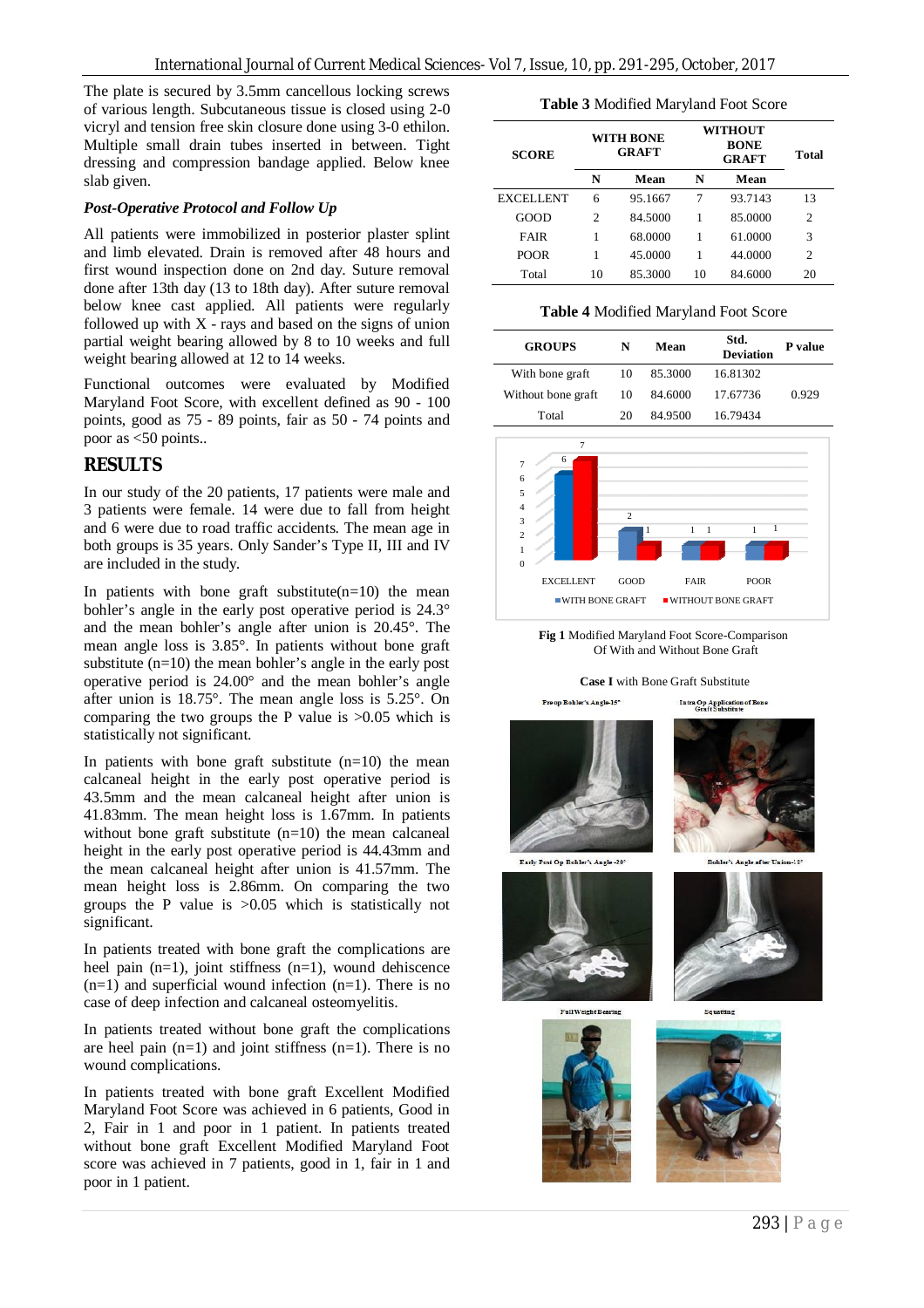The plate is secured by 3.5mm cancellous locking screws of various length. Subcutaneous tissue is closed using 2-0 vicryl and tension free skin closure done using 3-0 ethilon. Multiple small drain tubes inserted in between. Tight dressing and compression bandage applied. Below knee slab given.

### *Post-Operative Protocol and Follow Up*

All patients were immobilized in posterior plaster splint and limb elevated. Drain is removed after 48 hours and first wound inspection done on 2nd day. Suture removal done after 13th day (13 to 18th day). After suture removal below knee cast applied. All patients were regularly followed up with X - rays and based on the signs of union partial weight bearing allowed by 8 to 10 weeks and full weight bearing allowed at 12 to 14 weeks.

Functional outcomes were evaluated by Modified Maryland Foot Score, with excellent defined as 90 - 100 points, good as 75 - 89 points, fair as 50 - 74 points and poor as <50 points..

## RESULTS

In our study of the 20 patients, 17 patients were male and 3 patients were female. 14 were due to fall from height and 6 were due to road traffic accidents. The mean age in both groups is 35 years. Only Sander's Type II, III and IV are included in the study.

In patients with bone graft substitute(n=10) the mean bohler's angle in the early post operative period is 24.3° and the mean bohler's angle after union is 20.45°. The mean angle loss is 3.85°. In patients without bone graft substitute (n=10) the mean bohler's angle in the early post operative period is 24.00° and the mean bohler's angle after union is 18.75°. The mean angle loss is 5.25°. On comparing the two groups the P value is >0.05 which is statistically not significant.

In patients with bone graft substitute (n=10) the mean calcaneal height in the early post operative period is 43.5mm and the mean calcaneal height after union is 41.83mm. The mean height loss is 1.67mm. In patients without bone graft substitute (n=10) the mean calcaneal height in the early post operative period is 44.43mm and the mean calcaneal height after union is 41.57mm. The mean height loss is 2.86mm. On comparing the two groups the P value is >0.05 which is statistically not significant.

In patients treated with bone graft the complications are heel pain (n=1), joint stiffness (n=1), wound dehiscence (n=1) and superficial wound infection (n=1). There is no case of deep infection and calcaneal osteomyelitis.

In patients treated without bone graft the complications are heel pain (n=1) and joint stiffness (n=1). There is no wound complications.

In patients treated with bone graft Excellent Modified Maryland Foot Score was achieved in 6 patients, Good in 2, Fair in 1 and poor in 1 patient. In patients treated without bone graft Excellent Modified Maryland Foot score was achieved in 7 patients, good in 1, fair in 1 and poor in 1 patient.

**Table 3** Modified Maryland Foot Score

| SCORE | WITH BONE GRAFT | | WITHOUT BONE GRAFT | | Total |
|---|---|---|---|---|---|
| | N | Mean | N | Mean | |
| EXCELLENT | 6 | 95.1667 | 7 | 93.7143 | 13 |
| GOOD | 2 | 84.5000 | 1 | 85.0000 | 2 |
| FAIR | 1 | 68.0000 | 1 | 61.0000 | 3 |
| POOR | 1 | 45.0000 | 1 | 44.0000 | 2 |
| Total | 10 | 85.3000 | 10 | 84.6000 | 20 |

**Table 4** Modified Maryland Foot Score

| GROUPS | N | Mean | Std. Deviation | P value |
|---|---|---|---|---|
| With bone graft | 10 | 85.3000 | 16.81302 | |
| Without bone graft | 10 | 84.6000 | 17.67736 | 0.929 |
| Total | 20 | 84.9500 | 16.79434 | |

**Fig 1** Modified Maryland Foot Score-Comparison Of With and Without Bone Graft

**Case I** with Bone Graft Substitute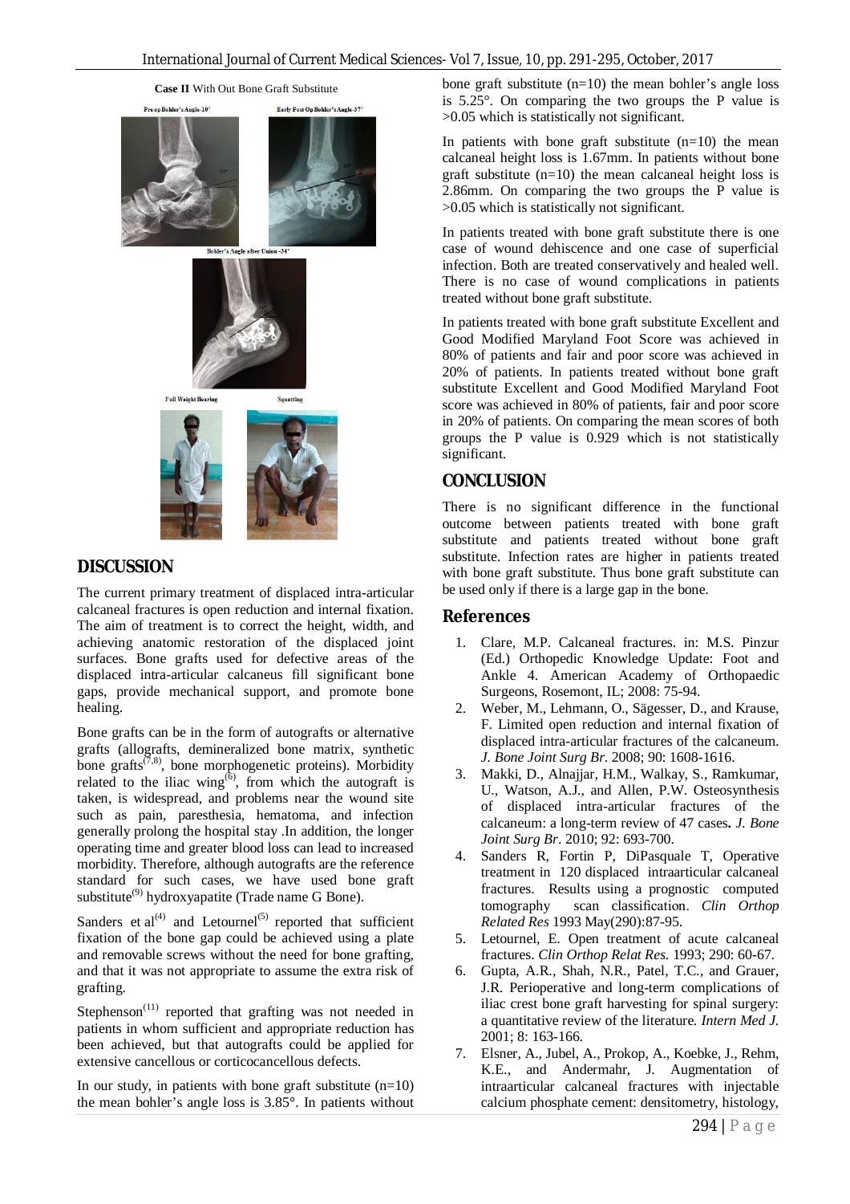**Case II** With Out Bone Graft Substitute

Pre op Bohler's Angle-10°

Early Post Op Bohler's Angle-37°

Bohler's Angle after Union -34°

Full Weight Bearing

Squatting

## DISCUSSION

The current primary treatment of displaced intra-articular calcaneal fractures is open reduction and internal fixation. The aim of treatment is to correct the height, width, and achieving anatomic restoration of the displaced joint surfaces. Bone grafts used for defective areas of the displaced intra-articular calcaneus fill significant bone gaps, provide mechanical support, and promote bone healing.

Bone grafts can be in the form of autografts or alternative grafts (allografts, demineralized bone matrix, synthetic bone grafts[7,8], bone morphogenetic proteins). Morbidity related to the iliac wing[6], from which the autograft is taken, is widespread, and problems near the wound site such as pain, paresthesia, hematoma, and infection generally prolong the hospital stay .In addition, the longer operating time and greater blood loss can lead to increased morbidity. Therefore, although autografts are the reference standard for such cases, we have used bone graft substitute[9] hydroxyapatite (Trade name G Bone).

Sanders et al[4] and Letournel[5] reported that sufficient fixation of the bone gap could be achieved using a plate and removable screws without the need for bone grafting, and that it was not appropriate to assume the extra risk of grafting.

Stephenson[11] reported that grafting was not needed in patients in whom sufficient and appropriate reduction has been achieved, but that autografts could be applied for extensive cancellous or corticocancellous defects.

In our study, in patients with bone graft substitute (n=10) the mean bohler's angle loss is 3.85°. In patients without bone graft substitute (n=10) the mean bohler's angle loss is 5.25°. On comparing the two groups the P value is >0.05 which is statistically not significant.

In patients with bone graft substitute (n=10) the mean calcaneal height loss is 1.67mm. In patients without bone graft substitute (n=10) the mean calcaneal height loss is 2.86mm. On comparing the two groups the P value is >0.05 which is statistically not significant.

In patients treated with bone graft substitute there is one case of wound dehiscence and one case of superficial infection. Both are treated conservatively and healed well. There is no case of wound complications in patients treated without bone graft substitute.

In patients treated with bone graft substitute Excellent and Good Modified Maryland Foot Score was achieved in 80% of patients and fair and poor score was achieved in 20% of patients. In patients treated without bone graft substitute Excellent and Good Modified Maryland Foot score was achieved in 80% of patients, fair and poor score in 20% of patients. On comparing the mean scores of both groups the P value is 0.929 which is not statistically significant.

## CONCLUSION

There is no significant difference in the functional outcome between patients treated with bone graft substitute and patients treated without bone graft substitute. Infection rates are higher in patients treated with bone graft substitute. Thus bone graft substitute can be used only if there is a large gap in the bone.

## References

1. Clare, M.P. Calcaneal fractures. in: M.S. Pinzur (Ed.) Orthopedic Knowledge Update: Foot and Ankle 4. American Academy of Orthopaedic Surgeons, Rosemont, IL; 2008: 75-94.
2. Weber, M., Lehmann, O., Sägesser, D., and Krause, F. Limited open reduction and internal fixation of displaced intra-articular fractures of the calcaneum. *J. Bone Joint Surg Br.* 2008; 90: 1608-1616.
3. Makki, D., Alnajjar, H.M., Walkay, S., Ramkumar, U., Watson, A.J., and Allen, P.W. Osteosynthesis of displaced intra-articular fractures of the calcaneum: a long-term review of 47 cases**.** *J. Bone Joint Surg Br.* 2010; 92: 693-700.
4. Sanders R, Fortin P, DiPasquale T, Operative treatment in 120 displaced intraarticular calcaneal fractures. Results using a prognostic computed tomography scan classification. *Clin Orthop Related Res* 1993 May(290):87-95.
5. Letournel, E. Open treatment of acute calcaneal fractures. *Clin Orthop Relat Res.* 1993; 290: 60-67.
6. Gupta, A.R., Shah, N.R., Patel, T.C., and Grauer, J.R. Perioperative and long-term complications of iliac crest bone graft harvesting for spinal surgery: a quantitative review of the literature. *Intern Med J.* 2001; 8: 163-166.
7. Elsner, A., Jubel, A., Prokop, A., Koebke, J., Rehm, K.E., and Andermahr, J. Augmentation of intraarticular calcaneal fractures with injectable calcium phosphate cement: densitometry, histology,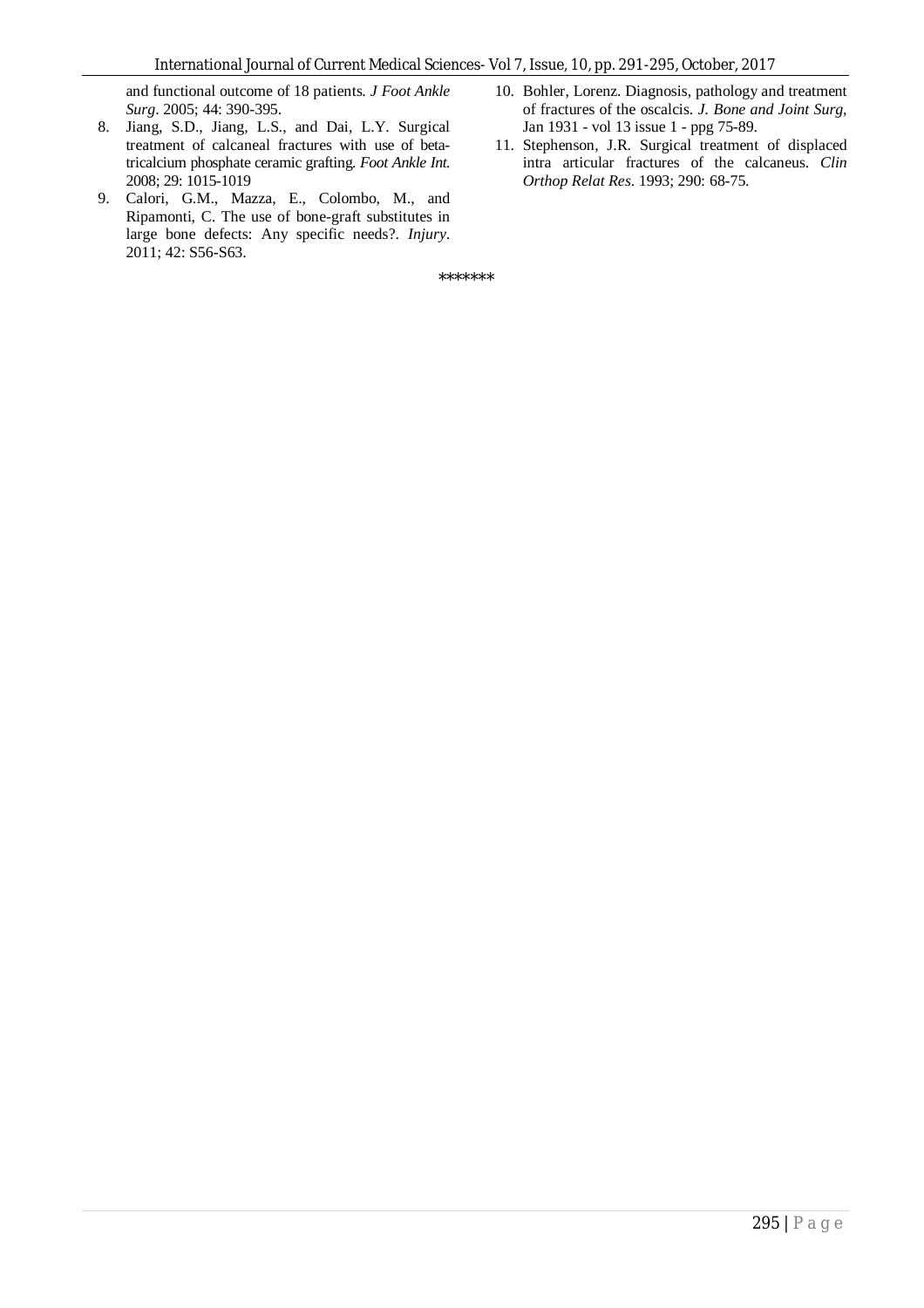and functional outcome of 18 patients. *J Foot Ankle Surg*. 2005; 44: 390-395.

8. Jiang, S.D., Jiang, L.S., and Dai, L.Y. Surgical treatment of calcaneal fractures with use of beta-tricalcium phosphate ceramic grafting. *Foot Ankle Int.* 2008; 29: 1015-1019
9. Calori, G.M., Mazza, E., Colombo, M., and Ripamonti, C. The use of bone-graft substitutes in large bone defects: Any specific needs?. *Injury*. 2011; 42: S56-S63.
10. Bohler, Lorenz. Diagnosis, pathology and treatment of fractures of the oscalcis. *J. Bone and Joint Surg*, Jan 1931 - vol 13 issue 1 - ppg 75-89.
11. Stephenson, J.R. Surgical treatment of displaced intra articular fractures of the calcaneus. *Clin Orthop Relat Res*. 1993; 290: 68-75.

*******